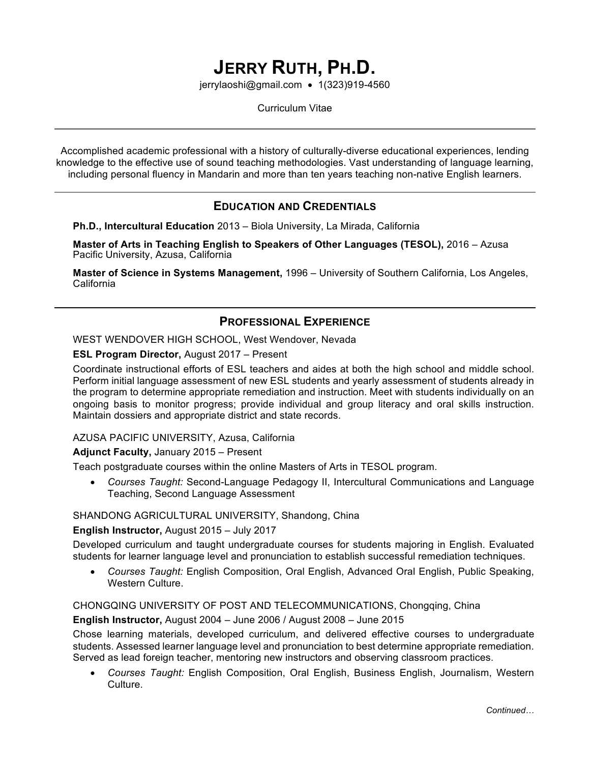# Jerry Ruth, Ph.D.

jerrylaoshi@gmail.com • 1(323)919-4560

Curriculum Vitae

---

Accomplished academic professional with a history of culturally-diverse educational experiences, lending knowledge to the effective use of sound teaching methodologies. Vast understanding of language learning, including personal fluency in Mandarin and more than ten years teaching non-native English learners.

---

## Education and Credentials

**Ph.D., Intercultural Education** 2013 – Biola University, La Mirada, California

**Master of Arts in Teaching English to Speakers of Other Languages (TESOL),** 2016 – Azusa Pacific University, Azusa, California

**Master of Science in Systems Management,** 1996 – University of Southern California, Los Angeles, California

---

## Professional Experience

WEST WENDOVER HIGH SCHOOL, West Wendover, Nevada

**ESL Program Director,** August 2017 – Present

Coordinate instructional efforts of ESL teachers and aides at both the high school and middle school. Perform initial language assessment of new ESL students and yearly assessment of students already in the program to determine appropriate remediation and instruction. Meet with students individually on an ongoing basis to monitor progress; provide individual and group literacy and oral skills instruction. Maintain dossiers and appropriate district and state records.

AZUSA PACIFIC UNIVERSITY, Azusa, California

**Adjunct Faculty,** January 2015 – Present

Teach postgraduate courses within the online Masters of Arts in TESOL program.

- *Courses Taught:* Second-Language Pedagogy II, Intercultural Communications and Language Teaching, Second Language Assessment

SHANDONG AGRICULTURAL UNIVERSITY, Shandong, China

**English Instructor,** August 2015 – July 2017

Developed curriculum and taught undergraduate courses for students majoring in English. Evaluated students for learner language level and pronunciation to establish successful remediation techniques.

- *Courses Taught:* English Composition, Oral English, Advanced Oral English, Public Speaking, Western Culture.

CHONGQING UNIVERSITY OF POST AND TELECOMMUNICATIONS, Chongqing, China

**English Instructor,** August 2004 – June 2006 / August 2008 – June 2015

Chose learning materials, developed curriculum, and delivered effective courses to undergraduate students. Assessed learner language level and pronunciation to best determine appropriate remediation. Served as lead foreign teacher, mentoring new instructors and observing classroom practices.

- *Courses Taught:* English Composition, Oral English, Business English, Journalism, Western Culture.

*Continued…*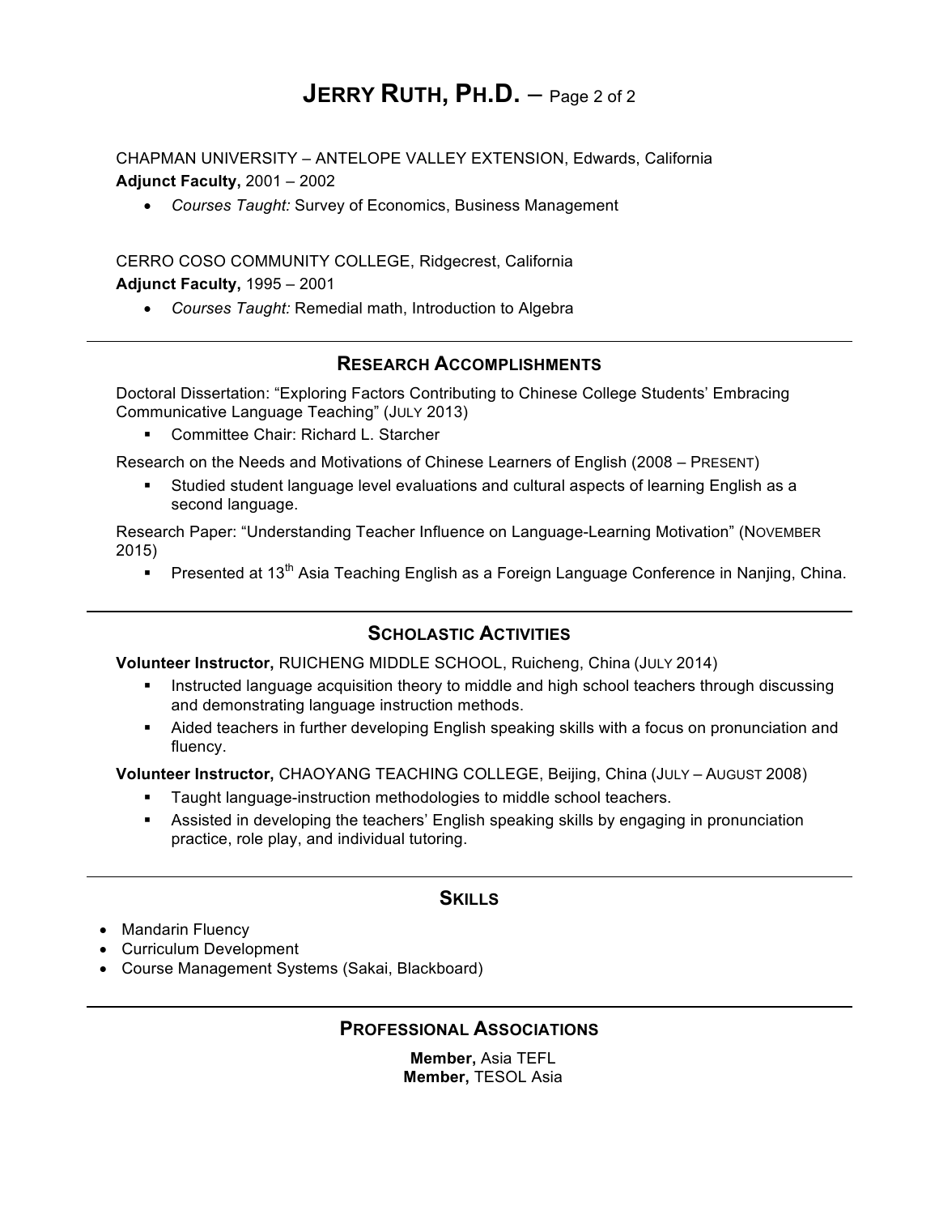CHAPMAN UNIVERSITY – ANTELOPE VALLEY EXTENSION, Edwards, California
**Adjunct Faculty,** 2001 – 2002

- *Courses Taught:* Survey of Economics, Business Management

CERRO COSO COMMUNITY COLLEGE, Ridgecrest, California
**Adjunct Faculty,** 1995 – 2001

- *Courses Taught:* Remedial math, Introduction to Algebra

## RESEARCH ACCOMPLISHMENTS

Doctoral Dissertation: "Exploring Factors Contributing to Chinese College Students' Embracing Communicative Language Teaching" (JULY 2013)

- Committee Chair: Richard L. Starcher

Research on the Needs and Motivations of Chinese Learners of English (2008 – PRESENT)

- Studied student language level evaluations and cultural aspects of learning English as a second language.

Research Paper: "Understanding Teacher Influence on Language-Learning Motivation" (NOVEMBER 2015)

- Presented at 13th Asia Teaching English as a Foreign Language Conference in Nanjing, China.

## SCHOLASTIC ACTIVITIES

**Volunteer Instructor,** RUICHENG MIDDLE SCHOOL, Ruicheng, China (JULY 2014)

- Instructed language acquisition theory to middle and high school teachers through discussing and demonstrating language instruction methods.
- Aided teachers in further developing English speaking skills with a focus on pronunciation and fluency.

**Volunteer Instructor,** CHAOYANG TEACHING COLLEGE, Beijing, China (JULY – AUGUST 2008)

- Taught language-instruction methodologies to middle school teachers.
- Assisted in developing the teachers' English speaking skills by engaging in pronunciation practice, role play, and individual tutoring.

## SKILLS

- Mandarin Fluency
- Curriculum Development
- Course Management Systems (Sakai, Blackboard)

## PROFESSIONAL ASSOCIATIONS

**Member,** Asia TEFL
**Member,** TESOL Asia